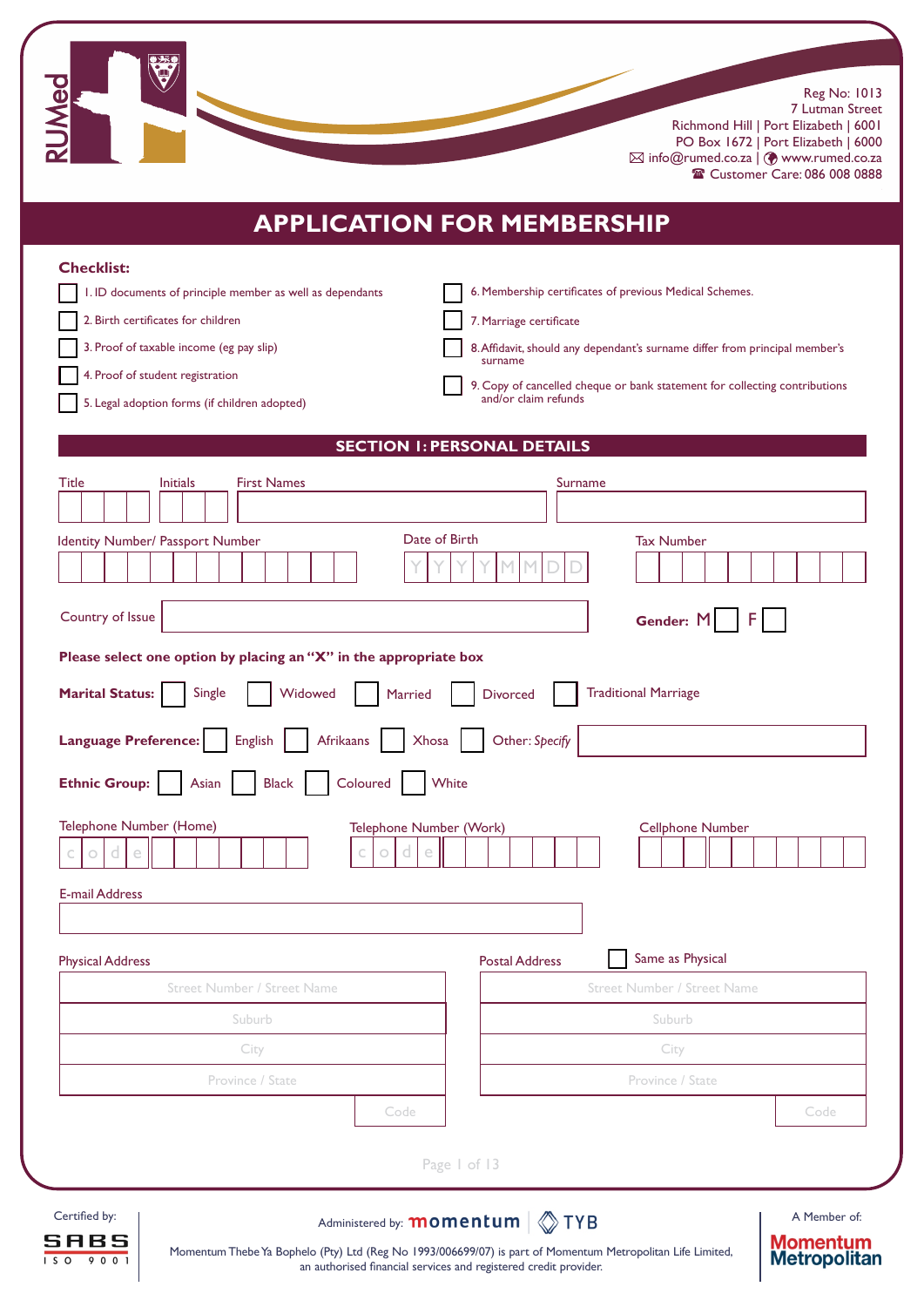RUMed

Reg No: 1013
7 Lutman Street
Richmond Hill | Port Elizabeth | 6001
PO Box 1672 | Port Elizabeth | 6000
info@rumed.co.za | www.rumed.co.za
Customer Care: 086 008 0888

# APPLICATION FOR MEMBERSHIP

**Checklist:**

- ☐ 1. ID documents of principle member as well as dependants
- ☐ 2. Birth certificates for children
- ☐ 3. Proof of taxable income (eg pay slip)
- ☐ 4. Proof of student registration
- ☐ 5. Legal adoption forms (if children adopted)
- ☐ 6. Membership certificates of previous Medical Schemes.
- ☐ 7. Marriage certificate
- ☐ 8. Affidavit, should any dependant's surname differ from principal member's surname
- ☐ 9. Copy of cancelled cheque or bank statement for collecting contributions and/or claim refunds

## SECTION 1: PERSONAL DETAILS

Title ____ Initials ____ First Names ____ Surname ____

Identity Number/ Passport Number ____ Date of Birth Y Y Y Y M M D D Tax Number ____

Country of Issue ____ **Gender:** M ☐ F ☐

**Please select one option by placing an "X" in the appropriate box**

**Marital Status:** ☐ Single ☐ Widowed ☐ Married ☐ Divorced ☐ Traditional Marriage

**Language Preference:** ☐ English ☐ Afrikaans ☐ Xhosa ☐ Other: *Specify* ____

**Ethnic Group:** ☐ Asian ☐ Black ☐ Coloured ☐ White

Telephone Number (Home) c o d e ____ Telephone Number (Work) c o d e ____ Cellphone Number ____

E-mail Address ____

Physical Address

- Street Number / Street Name
- Suburb
- City
- Province / State
- Code

Postal Address ☐ Same as Physical

- Street Number / Street Name
- Suburb
- City
- Province / State
- Code

Certified by: SABS ISO 9001

Administered by: momentum TYB

Momentum Thebe Ya Bophelo (Pty) Ltd (Reg No 1993/006699/07) is part of Momentum Metropolitan Life Limited, an authorised financial services and registered credit provider.

A Member of: Momentum Metropolitan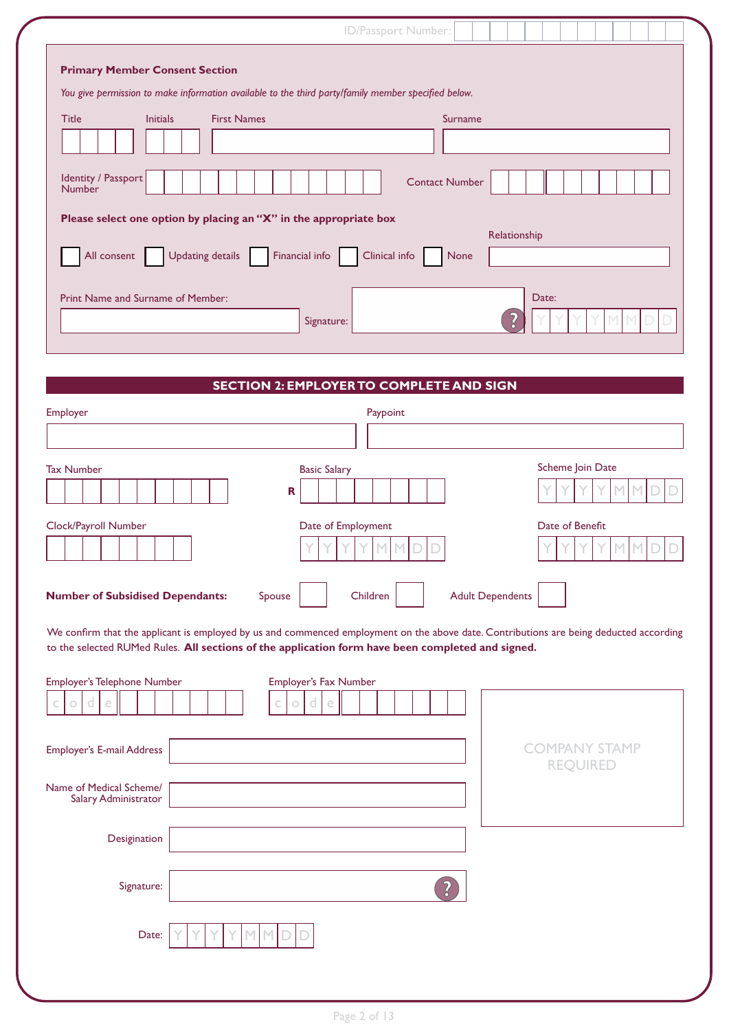ID/Passport Number:

## Primary Member Consent Section

*You give permission to make information available to the third party/family member specified below.*

Title | Initials | First Names | Surname

Identity / Passport Number | Contact Number

**Please select one option by placing an "X" in the appropriate box**

☐ All consent ☐ Updating details ☐ Financial info ☐ Clinical info ☐ None

Relationship

Print Name and Surname of Member:

Signature:

Date: Y Y Y Y M M D D

## SECTION 2: EMPLOYER TO COMPLETE AND SIGN

Employer

Paypoint

Tax Number

Basic Salary

R

Scheme Join Date

Y Y Y Y M M D D

Clock/Payroll Number

Date of Employment

Y Y Y Y M M D D

Date of Benefit

Y Y Y Y M M D D

**Number of Subsidised Dependants:** Spouse ☐ Children ☐ Adult Dependents ☐

We confirm that the applicant is employed by us and commenced employment on the above date. Contributions are being deducted according to the selected RUMed Rules. **All sections of the application form have been completed and signed.**

Employer's Telephone Number

c o d e

Employer's Fax Number

c o d e

COMPANY STAMP REQUIRED

Employer's E-mail Address

Name of Medical Scheme/ Salary Administrator

Designation

Signature:

Date: Y Y Y Y M M D D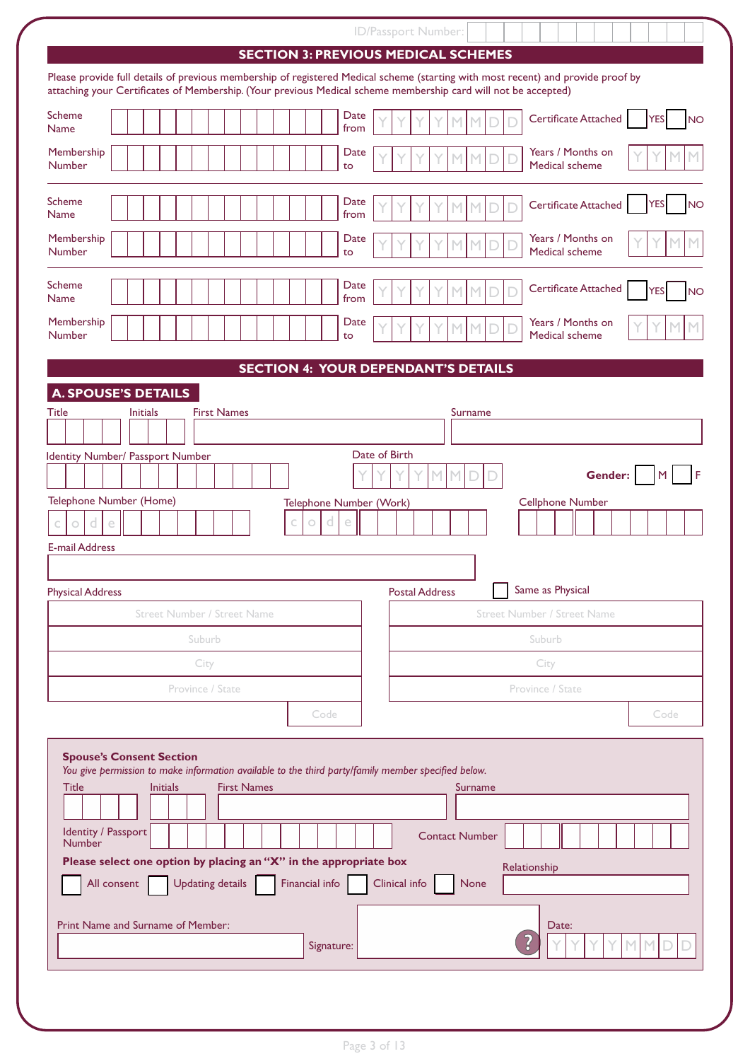ID/Passport Number:

## SECTION 3: PREVIOUS MEDICAL SCHEMES

Please provide full details of previous membership of registered Medical scheme (starting with most recent) and provide proof by attaching your Certificates of Membership. (Your previous Medical scheme membership card will not be accepted)

| | | | | | |
|---|---|---|---|---|---|
| Scheme Name | | Date from | Y Y Y Y M M D D | Certificate Attached | YES / NO |
| Membership Number | | Date to | Y Y Y Y M M D D | Years / Months on Medical scheme | Y Y M M |
| Scheme Name | | Date from | Y Y Y Y M M D D | Certificate Attached | YES / NO |
| Membership Number | | Date to | Y Y Y Y M M D D | Years / Months on Medical scheme | Y Y M M |
| Scheme Name | | Date from | Y Y Y Y M M D D | Certificate Attached | YES / NO |
| Membership Number | | Date to | Y Y Y Y M M D D | Years / Months on Medical scheme | Y Y M M |

## SECTION 4: YOUR DEPENDANT'S DETAILS

### A. SPOUSE'S DETAILS

Title | Initials | First Names | Surname

Identity Number/ Passport Number

Date of Birth: Y Y Y Y M M D D

**Gender:** M / F

Telephone Number (Home): code

Telephone Number (Work): code

Cellphone Number

E-mail Address

| Physical Address | Postal Address ☐ Same as Physical |
|---|---|
| Street Number / Street Name | Street Number / Street Name |
| Suburb | Suburb |
| City | City |
| Province / State | Province / State |
| Code | Code |

**Spouse's Consent Section**

*You give permission to make information available to the third party/family member specified below.*

Title | Initials | First Names | Surname

Identity / Passport Number

Contact Number

**Please select one option by placing an "X" in the appropriate box**

☐ All consent ☐ Updating details ☐ Financial info ☐ Clinical info ☐ None

Relationship

Print Name and Surname of Member:

Signature:

Date: Y Y Y Y M M D D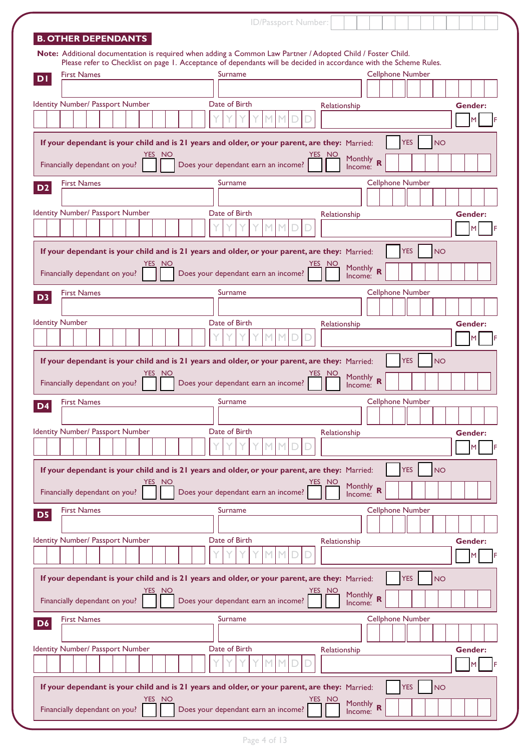ID/Passport Number:

## B. OTHER DEPENDANTS

**Note:** Additional documentation is required when adding a Common Law Partner / Adopted Child / Foster Child.
Please refer to Checklist on page 1. Acceptance of dependants will be decided in accordance with the Scheme Rules.

### D1

| First Names | Surname | Cellphone Number |
|---|---|---|
| | | |

| Identity Number/ Passport Number | Date of Birth | Relationship | Gender: |
|---|---|---|---|
| | Y Y Y Y M M D D | | M F |

**If your dependant is your child and is 21 years and older, or your parent, are they:** Married: YES NO

Financially dependant on you? YES NO — Does your dependant earn an income? YES NO — Monthly Income: R

### D2

| First Names | Surname | Cellphone Number |
|---|---|---|
| | | |

| Identity Number/ Passport Number | Date of Birth | Relationship | Gender: |
|---|---|---|---|
| | Y Y Y Y M M D D | | M F |

**If your dependant is your child and is 21 years and older, or your parent, are they:** Married: YES NO

Financially dependant on you? YES NO — Does your dependant earn an income? YES NO — Monthly Income: R

### D3

| First Names | Surname | Cellphone Number |
|---|---|---|
| | | |

| Identity Number | Date of Birth | Relationship | Gender: |
|---|---|---|---|
| | Y Y Y Y M M D D | | M F |

**If your dependant is your child and is 21 years and older, or your parent, are they:** Married: YES NO

Financially dependant on you? YES NO — Does your dependant earn an income? YES NO — Monthly Income: R

### D4

| First Names | Surname | Cellphone Number |
|---|---|---|
| | | |

| Identity Number/ Passport Number | Date of Birth | Relationship | Gender: |
|---|---|---|---|
| | Y Y Y Y M M D D | | M F |

**If your dependant is your child and is 21 years and older, or your parent, are they:** Married: YES NO

Financially dependant on you? YES NO — Does your dependant earn an income? YES NO — Monthly Income: R

### D5

| First Names | Surname | Cellphone Number |
|---|---|---|
| | | |

| Identity Number/ Passport Number | Date of Birth | Relationship | Gender: |
|---|---|---|---|
| | Y Y Y Y M M D D | | M F |

**If your dependant is your child and is 21 years and older, or your parent, are they:** Married: YES NO

Financially dependant on you? YES NO — Does your dependant earn an income? YES NO — Monthly Income: R

### D6

| First Names | Surname | Cellphone Number |
|---|---|---|
| | | |

| Identity Number/ Passport Number | Date of Birth | Relationship | Gender: |
|---|---|---|---|
| | Y Y Y Y M M D D | | M F |

**If your dependant is your child and is 21 years and older, or your parent, are they:** Married: YES NO

Financially dependant on you? YES NO — Does your dependant earn an income? YES NO — Monthly Income: R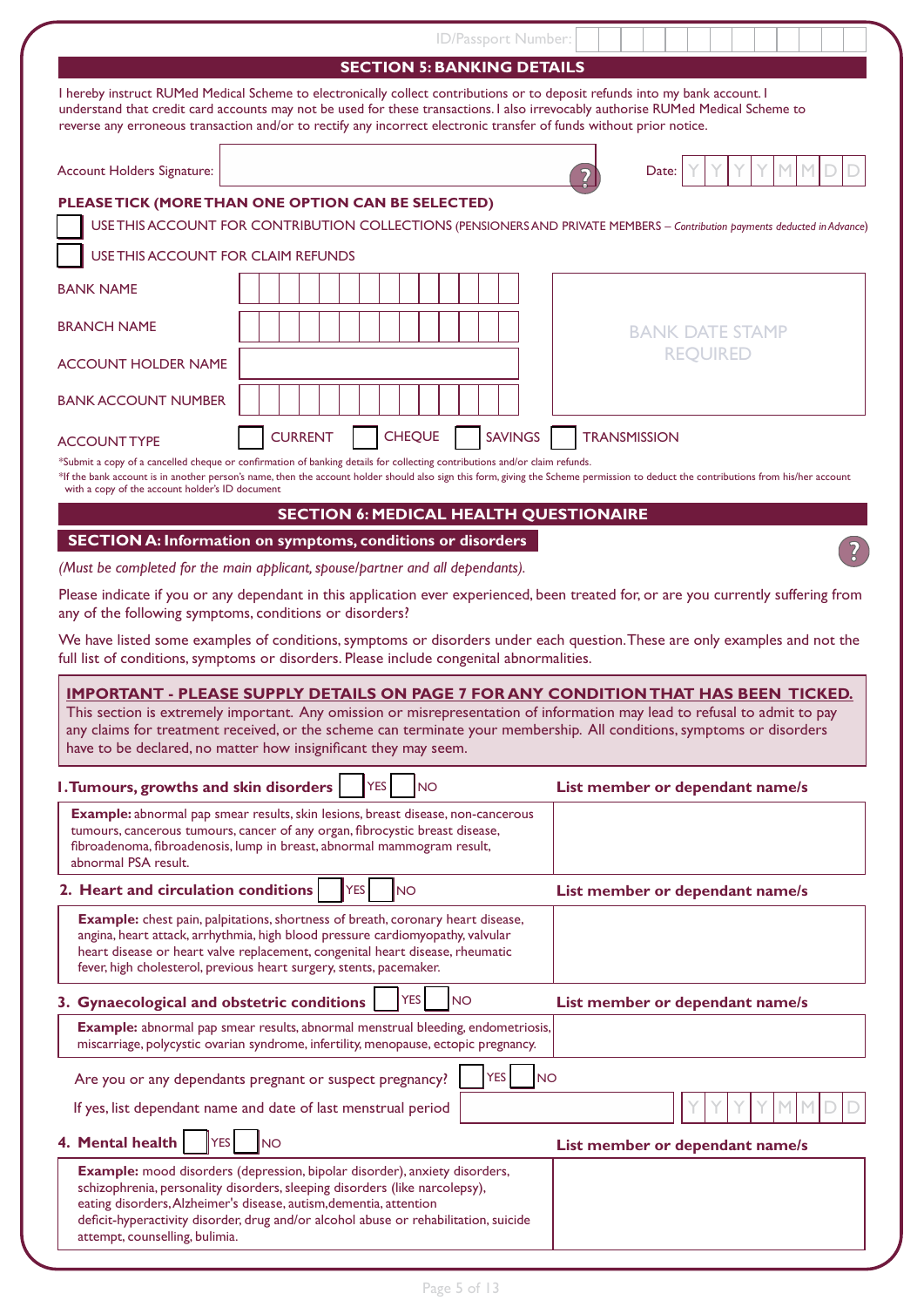ID/Passport Number:

## SECTION 5: BANKING DETAILS

I hereby instruct RUMed Medical Scheme to electronically collect contributions or to deposit refunds into my bank account. I understand that credit card accounts may not be used for these transactions. I also irrevocably authorise RUMed Medical Scheme to reverse any erroneous transaction and/or to rectify any incorrect electronic transfer of funds without prior notice.

Account Holders Signature: ______________________ Date: Y Y Y Y M M D D

**PLEASE TICK (MORE THAN ONE OPTION CAN BE SELECTED)**

- ☐ USE THIS ACCOUNT FOR CONTRIBUTION COLLECTIONS (PENSIONERS AND PRIVATE MEMBERS – *Contribution payments deducted in Advance*)
- ☐ USE THIS ACCOUNT FOR CLAIM REFUNDS

| | |
|---|---|
| BANK NAME | |
| BRANCH NAME | |
| ACCOUNT HOLDER NAME | |
| BANK ACCOUNT NUMBER | |

BANK DATE STAMP REQUIRED

ACCOUNT TYPE ☐ CURRENT ☐ CHEQUE ☐ SAVINGS ☐ TRANSMISSION

*Submit a copy of a cancelled cheque or confirmation of banking details for collecting contributions and/or claim refunds.
*If the bank account is in another person's name, then the account holder should also sign this form, giving the Scheme permission to deduct the contributions from his/her account with a copy of the account holder's ID document

## SECTION 6: MEDICAL HEALTH QUESTIONAIRE

### SECTION A: Information on symptoms, conditions or disorders

*(Must be completed for the main applicant, spouse/partner and all dependants).*

Please indicate if you or any dependant in this application ever experienced, been treated for, or are you currently suffering from any of the following symptoms, conditions or disorders?

We have listed some examples of conditions, symptoms or disorders under each question. These are only examples and not the full list of conditions, symptoms or disorders. Please include congenital abnormalities.

**IMPORTANT - PLEASE SUPPLY DETAILS ON PAGE 7 FOR ANY CONDITION THAT HAS BEEN TICKED.**
This section is extremely important. Any omission or misrepresentation of information may lead to refusal to admit to pay any claims for treatment received, or the scheme can terminate your membership. All conditions, symptoms or disorders have to be declared, no matter how insignificant they may seem.

| | List member or dependant name/s |
|---|---|
| **1. Tumours, growths and skin disorders** ☐ YES ☐ NO | |
| **Example:** abnormal pap smear results, skin lesions, breast disease, non-cancerous tumours, cancerous tumours, cancer of any organ, fibrocystic breast disease, fibroadenoma, fibroadenosis, lump in breast, abnormal mammogram result, abnormal PSA result. | |
| **2. Heart and circulation conditions** ☐ YES ☐ NO | |
| **Example:** chest pain, palpitations, shortness of breath, coronary heart disease, angina, heart attack, arrhythmia, high blood pressure cardiomyopathy, valvular heart disease or heart valve replacement, congenital heart disease, rheumatic fever, high cholesterol, previous heart surgery, stents, pacemaker. | |
| **3. Gynaecological and obstetric conditions** ☐ YES ☐ NO | |
| **Example:** abnormal pap smear results, abnormal menstrual bleeding, endometriosis, miscarriage, polycystic ovarian syndrome, infertility, menopause, ectopic pregnancy. | |

Are you or any dependants pregnant or suspect pregnancy? ☐ YES ☐ NO

If yes, list dependant name and date of last menstrual period ______________________ Y Y Y Y M M D D

| | List member or dependant name/s |
|---|---|
| **4. Mental health** ☐ YES ☐ NO | |
| **Example:** mood disorders (depression, bipolar disorder), anxiety disorders, schizophrenia, personality disorders, sleeping disorders (like narcolepsy), eating disorders, Alzheimer's disease, autism, dementia, attention deficit-hyperactivity disorder, drug and/or alcohol abuse or rehabilitation, suicide attempt, counselling, bulimia. | |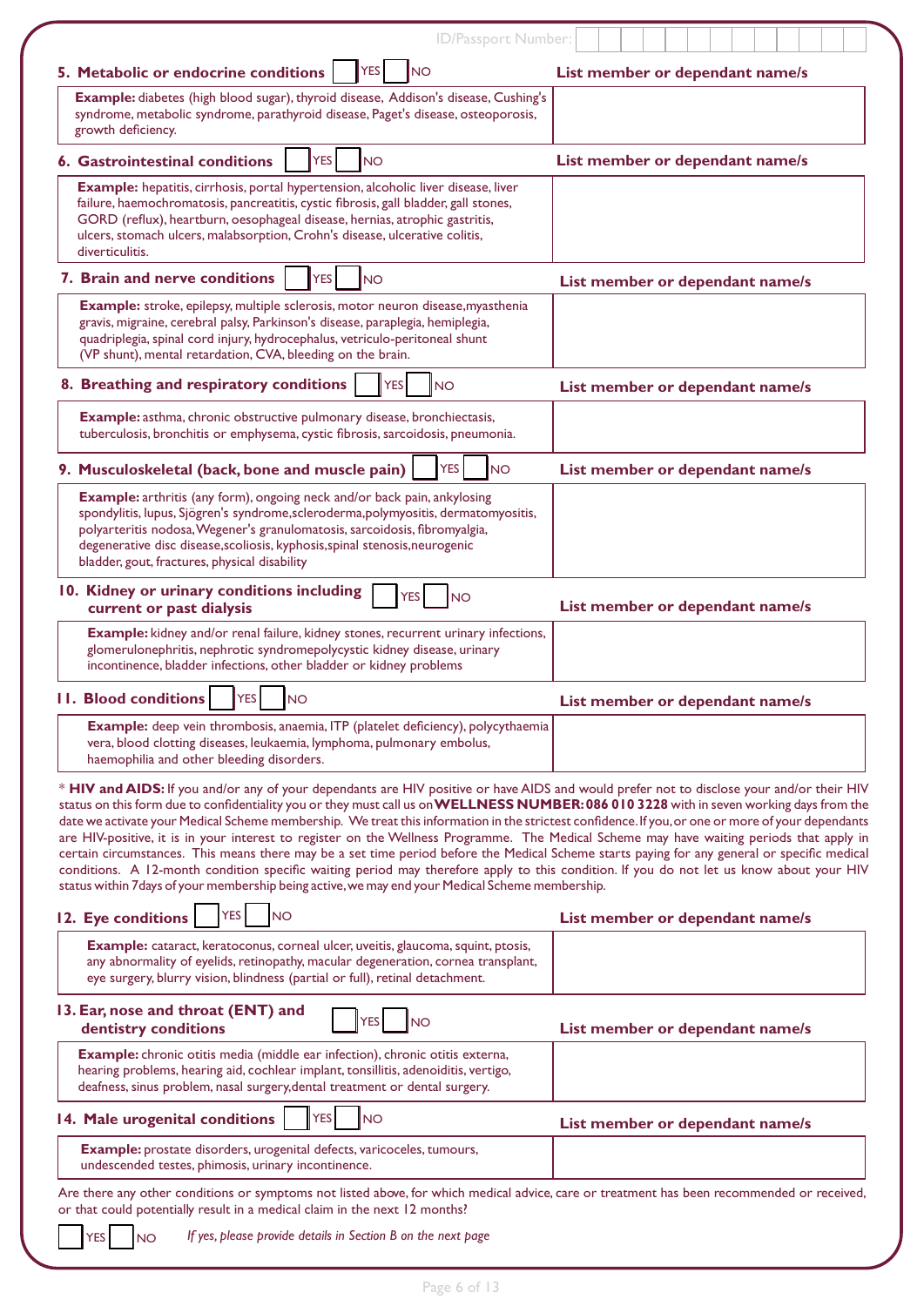ID/Passport Number: | | | | | | | | | | | | | |

**5. Metabolic or endocrine conditions** ☐ YES ☐ NO — **List member or dependant name/s**

| **Example:** diabetes (high blood sugar), thyroid disease, Addison's disease, Cushing's syndrome, metabolic syndrome, parathyroid disease, Paget's disease, osteoporosis, growth deficiency. | |
|---|---|

**6. Gastrointestinal conditions** ☐ YES ☐ NO — **List member or dependant name/s**

| **Example:** hepatitis, cirrhosis, portal hypertension, alcoholic liver disease, liver failure, haemochromatosis, pancreatitis, cystic fibrosis, gall bladder, gall stones, GORD (reflux), heartburn, oesophageal disease, hernias, atrophic gastritis, ulcers, stomach ulcers, malabsorption, Crohn's disease, ulcerative colitis, diverticulitis. | |
|---|---|

**7. Brain and nerve conditions** ☐ YES ☐ NO — **List member or dependant name/s**

| **Example:** stroke, epilepsy, multiple sclerosis, motor neuron disease,myasthenia gravis, migraine, cerebral palsy, Parkinson's disease, paraplegia, hemiplegia, quadriplegia, spinal cord injury, hydrocephalus, vetriculo-peritoneal shunt (VP shunt), mental retardation, CVA, bleeding on the brain. | |
|---|---|

**8. Breathing and respiratory conditions** ☐ YES ☐ NO — **List member or dependant name/s**

| **Example:** asthma, chronic obstructive pulmonary disease, bronchiectasis, tuberculosis, bronchitis or emphysema, cystic fibrosis, sarcoidosis, pneumonia. | |
|---|---|

**9. Musculoskeletal (back, bone and muscle pain)** ☐ YES ☐ NO — **List member or dependant name/s**

| **Example:** arthritis (any form), ongoing neck and/or back pain, ankylosing spondylitis, lupus, Sjögren's syndrome,scleroderma,polymyositis, dermatomyositis, polyarteritis nodosa,Wegener's granulomatosis, sarcoidosis, fibromyalgia, degenerative disc disease,scoliosis, kyphosis,spinal stenosis,neurogenic bladder, gout, fractures, physical disability | |
|---|---|

**10. Kidney or urinary conditions including current or past dialysis** ☐ YES ☐ NO — **List member or dependant name/s**

| **Example:** kidney and/or renal failure, kidney stones, recurrent urinary infections, glomerulonephritis, nephrotic syndromepolycystic kidney disease, urinary incontinence, bladder infections, other bladder or kidney problems | |
|---|---|

**11. Blood conditions** ☐ YES ☐ NO — **List member or dependant name/s**

| **Example:** deep vein thrombosis, anaemia, ITP (platelet deficiency), polycythaemia vera, blood clotting diseases, leukaemia, lymphoma, pulmonary embolus, haemophilia and other bleeding disorders. | |
|---|---|

* **HIV and AIDS:** If you and/or any of your dependants are HIV positive or have AIDS and would prefer not to disclose your and/or their HIV status on this form due to confidentiality you or they must call us on **WELLNESS NUMBER: 086 010 3228** with in seven working days from the date we activate your Medical Scheme membership. We treat this information in the strictest confidence. If you, or one or more of your dependants are HIV-positive, it is in your interest to register on the Wellness Programme. The Medical Scheme may have waiting periods that apply in certain circumstances. This means there may be a set time period before the Medical Scheme starts paying for any general or specific medical conditions. A 12-month condition specific waiting period may therefore apply to this condition. If you do not let us know about your HIV status within 7days of your membership being active, we may end your Medical Scheme membership.

**12. Eye conditions** ☐ YES ☐ NO — **List member or dependant name/s**

| **Example:** cataract, keratoconus, corneal ulcer, uveitis, glaucoma, squint, ptosis, any abnormality of eyelids, retinopathy, macular degeneration, cornea transplant, eye surgery, blurry vision, blindness (partial or full), retinal detachment. | |
|---|---|

**13. Ear, nose and throat (ENT) and dentistry conditions** ☐ YES ☐ NO — **List member or dependant name/s**

| **Example:** chronic otitis media (middle ear infection), chronic otitis externa, hearing problems, hearing aid, cochlear implant, tonsillitis, adenoiditis, vertigo, deafness, sinus problem, nasal surgery,dental treatment or dental surgery. | |
|---|---|

**14. Male urogenital conditions** ☐ YES ☐ NO — **List member or dependant name/s**

| **Example:** prostate disorders, urogenital defects, varicoceles, tumours, undescended testes, phimosis, urinary incontinence. | |
|---|---|

Are there any other conditions or symptoms not listed above, for which medical advice, care or treatment has been recommended or received, or that could potentially result in a medical claim in the next 12 months?

☐ YES ☐ NO *If yes, please provide details in Section B on the next page*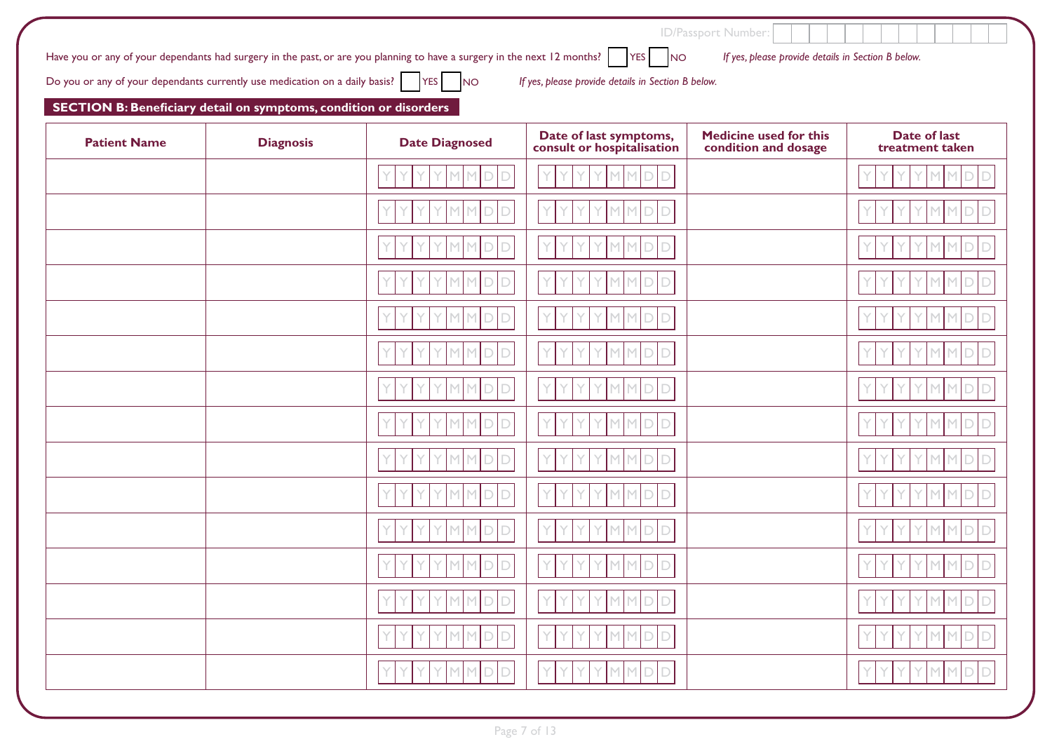ID/Passport Number:

Have you or any of your dependants had surgery in the past, or are you planning to have a surgery in the next 12 months? ☐ YES ☐ NO *If yes, please provide details in Section B below.*

Do you or any of your dependants currently use medication on a daily basis? ☐ YES ☐ NO *If yes, please provide details in Section B below.*

## SECTION B: Beneficiary detail on symptoms, condition or disorders

| Patient Name | Diagnosis | Date Diagnosed | Date of last symptoms, consult or hospitalisation | Medicine used for this condition and dosage | Date of last treatment taken |
|---|---|---|---|---|---|
| | | YYYYMMDD | YYYYMMDD | | YYYYMMDD |
| | | YYYYMMDD | YYYYMMDD | | YYYYMMDD |
| | | YYYYMMDD | YYYYMMDD | | YYYYMMDD |
| | | YYYYMMDD | YYYYMMDD | | YYYYMMDD |
| | | YYYYMMDD | YYYYMMDD | | YYYYMMDD |
| | | YYYYMMDD | YYYYMMDD | | YYYYMMDD |
| | | YYYYMMDD | YYYYMMDD | | YYYYMMDD |
| | | YYYYMMDD | YYYYMMDD | | YYYYMMDD |
| | | YYYYMMDD | YYYYMMDD | | YYYYMMDD |
| | | YYYYMMDD | YYYYMMDD | | YYYYMMDD |
| | | YYYYMMDD | YYYYMMDD | | YYYYMMDD |
| | | YYYYMMDD | YYYYMMDD | | YYYYMMDD |
| | | YYYYMMDD | YYYYMMDD | | YYYYMMDD |
| | | YYYYMMDD | YYYYMMDD | | YYYYMMDD |
| | | YYYYMMDD | YYYYMMDD | | YYYYMMDD |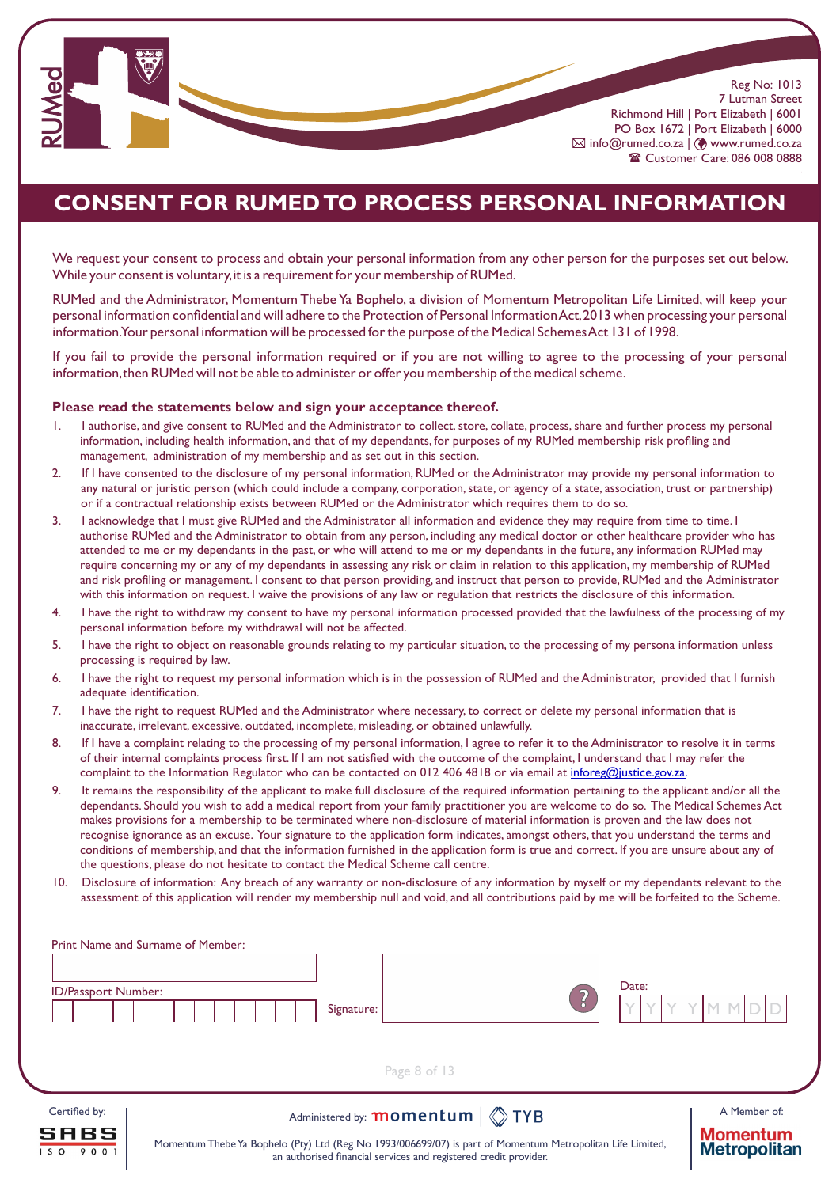Reg No: 1013
7 Lutman Street
Richmond Hill | Port Elizabeth | 6001
PO Box 1672 | Port Elizabeth | 6000
info@rumed.co.za | www.rumed.co.za
Customer Care: 086 008 0888

# CONSENT FOR RUMED TO PROCESS PERSONAL INFORMATION

We request your consent to process and obtain your personal information from any other person for the purposes set out below. While your consent is voluntary, it is a requirement for your membership of RUMed.

RUMed and the Administrator, Momentum Thebe Ya Bophelo, a division of Momentum Metropolitan Life Limited, will keep your personal information confidential and will adhere to the Protection of Personal Information Act, 2013 when processing your personal information. Your personal information will be processed for the purpose of the Medical Schemes Act 131 of 1998.

If you fail to provide the personal information required or if you are not willing to agree to the processing of your personal information, then RUMed will not be able to administer or offer you membership of the medical scheme.

**Please read the statements below and sign your acceptance thereof.**

1. I authorise, and give consent to RUMed and the Administrator to collect, store, collate, process, share and further process my personal information, including health information, and that of my dependants, for purposes of my RUMed membership risk profiling and management, administration of my membership and as set out in this section.
2. If I have consented to the disclosure of my personal information, RUMed or the Administrator may provide my personal information to any natural or juristic person (which could include a company, corporation, state, or agency of a state, association, trust or partnership) or if a contractual relationship exists between RUMed or the Administrator which requires them to do so.
3. I acknowledge that I must give RUMed and the Administrator all information and evidence they may require from time to time. I authorise RUMed and the Administrator to obtain from any person, including any medical doctor or other healthcare provider who has attended to me or my dependants in the past, or who will attend to me or my dependants in the future, any information RUMed may require concerning my or any of my dependants in assessing any risk or claim in relation to this application, my membership of RUMed and risk profiling or management. I consent to that person providing, and instruct that person to provide, RUMed and the Administrator with this information on request. I waive the provisions of any law or regulation that restricts the disclosure of this information.
4. I have the right to withdraw my consent to have my personal information processed provided that the lawfulness of the processing of my personal information before my withdrawal will not be affected.
5. I have the right to object on reasonable grounds relating to my particular situation, to the processing of my persona information unless processing is required by law.
6. I have the right to request my personal information which is in the possession of RUMed and the Administrator, provided that I furnish adequate identification.
7. I have the right to request RUMed and the Administrator where necessary, to correct or delete my personal information that is inaccurate, irrelevant, excessive, outdated, incomplete, misleading, or obtained unlawfully.
8. If I have a complaint relating to the processing of my personal information, I agree to refer it to the Administrator to resolve it in terms of their internal complaints process first. If I am not satisfied with the outcome of the complaint, I understand that I may refer the complaint to the Information Regulator who can be contacted on 012 406 4818 or via email at inforeg@justice.gov.za.
9. It remains the responsibility of the applicant to make full disclosure of the required information pertaining to the applicant and/or all the dependants. Should you wish to add a medical report from your family practitioner you are welcome to do so. The Medical Schemes Act makes provisions for a membership to be terminated where non-disclosure of material information is proven and the law does not recognise ignorance as an excuse. Your signature to the application form indicates, amongst others, that you understand the terms and conditions of membership, and that the information furnished in the application form is true and correct. If you are unsure about any of the questions, please do not hesitate to contact the Medical Scheme call centre.
10. Disclosure of information: Any breach of any warranty or non-disclosure of any information by myself or my dependants relevant to the assessment of this application will render my membership null and void, and all contributions paid by me will be forfeited to the Scheme.

Print Name and Surname of Member: ______________________

ID/Passport Number: ______________________

Signature: ______________________

Date: YYYYMMDD

Certified by: SABS ISO 9001

Administered by: momentum | TYB

A Member of: Momentum Metropolitan

Momentum Thebe Ya Bophelo (Pty) Ltd (Reg No 1993/006699/07) is part of Momentum Metropolitan Life Limited, an authorised financial services and registered credit provider.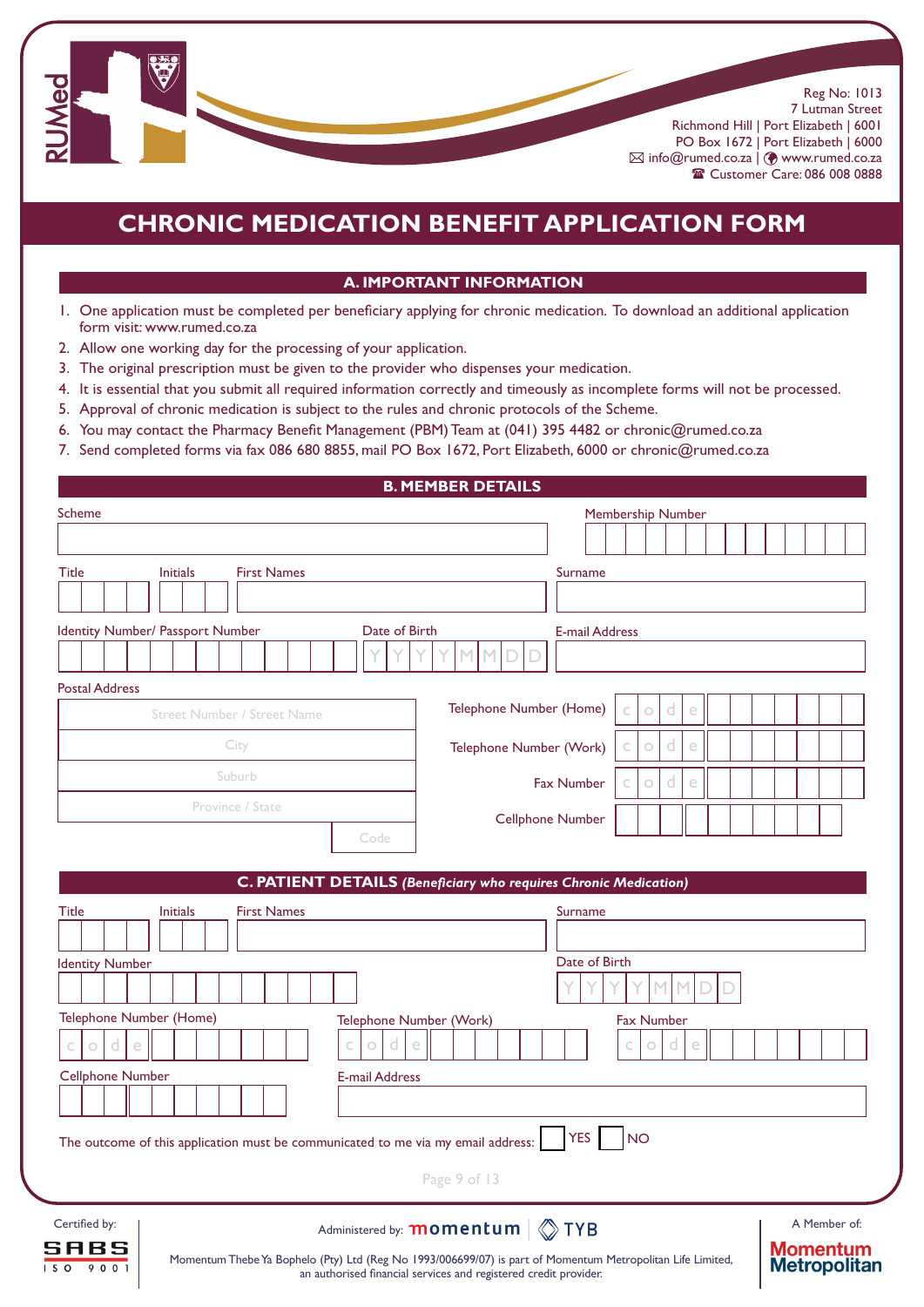RUMed

Reg No: 1013
7 Lutman Street
Richmond Hill | Port Elizabeth | 6001
PO Box 1672 | Port Elizabeth | 6000
info@rumed.co.za | www.rumed.co.za
Customer Care: 086 008 0888

# CHRONIC MEDICATION BENEFIT APPLICATION FORM

## A. IMPORTANT INFORMATION

1. One application must be completed per beneficiary applying for chronic medication. To download an additional application form visit: www.rumed.co.za
2. Allow one working day for the processing of your application.
3. The original prescription must be given to the provider who dispenses your medication.
4. It is essential that you submit all required information correctly and timeously as incomplete forms will not be processed.
5. Approval of chronic medication is subject to the rules and chronic protocols of the Scheme.
6. You may contact the Pharmacy Benefit Management (PBM) Team at (041) 395 4482 or chronic@rumed.co.za
7. Send completed forms via fax 086 680 8855, mail PO Box 1672, Port Elizabeth, 6000 or chronic@rumed.co.za

## B. MEMBER DETAILS

Scheme: ____________________ Membership Number: ____________________

Title: ______ Initials: ______ First Names: ____________________ Surname: ____________________

Identity Number/ Passport Number: ____________________ Date of Birth: Y Y Y Y M M D D E-mail Address: ____________________

Postal Address:
- Street Number / Street Name
- City
- Suburb
- Province / State
- Code

Telephone Number (Home): code ____________________

Telephone Number (Work): code ____________________

Fax Number: code ____________________

Cellphone Number: ____________________

## C. PATIENT DETAILS *(Beneficiary who requires Chronic Medication)*

Title: ______ Initials: ______ First Names: ____________________ Surname: ____________________

Identity Number: ____________________ Date of Birth: Y Y Y Y M M D D

Telephone Number (Home): code ____________________ Telephone Number (Work): code ____________________ Fax Number: code ____________________

Cellphone Number: ____________________ E-mail Address: ____________________

The outcome of this application must be communicated to me via my email address: ☐ YES ☐ NO

Certified by: SABS ISO 9001

Administered by: momentum | TYB

Momentum Thebe Ya Bophelo (Pty) Ltd (Reg No 1993/006699/07) is part of Momentum Metropolitan Life Limited, an authorised financial services and registered credit provider.

A Member of: Momentum Metropolitan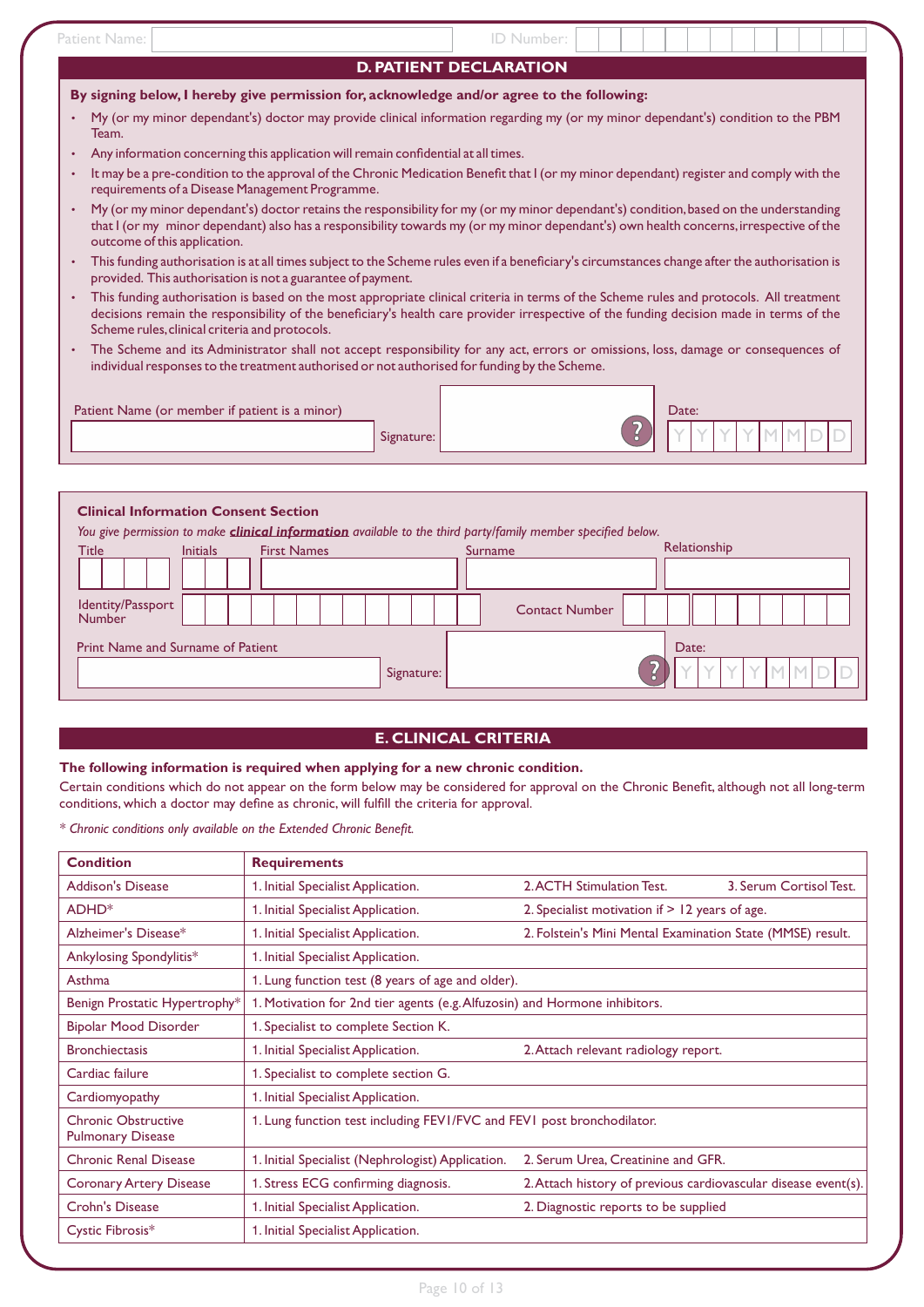Patient Name: ID Number:

## D. PATIENT DECLARATION

**By signing below, I hereby give permission for, acknowledge and/or agree to the following:**

- My (or my minor dependant's) doctor may provide clinical information regarding my (or my minor dependant's) condition to the PBM Team.
- Any information concerning this application will remain confidential at all times.
- It may be a pre-condition to the approval of the Chronic Medication Benefit that I (or my minor dependant) register and comply with the requirements of a Disease Management Programme.
- My (or my minor dependant's) doctor retains the responsibility for my (or my minor dependant's) condition, based on the understanding that I (or my minor dependant) also has a responsibility towards my (or my minor dependant's) own health concerns, irrespective of the outcome of this application.
- This funding authorisation is at all times subject to the Scheme rules even if a beneficiary's circumstances change after the authorisation is provided. This authorisation is not a guarantee of payment.
- This funding authorisation is based on the most appropriate clinical criteria in terms of the Scheme rules and protocols. All treatment decisions remain the responsibility of the beneficiary's health care provider irrespective of the funding decision made in terms of the Scheme rules, clinical criteria and protocols.
- The Scheme and its Administrator shall not accept responsibility for any act, errors or omissions, loss, damage or consequences of individual responses to the treatment authorised or not authorised for funding by the Scheme.

Patient Name (or member if patient is a minor) Signature: Date: Y Y Y Y M M D D

**Clinical Information Consent Section**

*You give permission to make* ***clinical information*** *available to the third party/family member specified below.*

Title Initials First Names Surname Relationship

Identity/Passport Number Contact Number

Print Name and Surname of Patient Signature: Date: Y Y Y Y M M D D

## E. CLINICAL CRITERIA

**The following information is required when applying for a new chronic condition.**

Certain conditions which do not appear on the form below may be considered for approval on the Chronic Benefit, although not all long-term conditions, which a doctor may define as chronic, will fulfill the criteria for approval.

*\* Chronic conditions only available on the Extended Chronic Benefit.*

| Condition | Requirements | | |
|---|---|---|---|
| Addison's Disease | 1. Initial Specialist Application. | 2. ACTH Stimulation Test. | 3. Serum Cortisol Test. |
| ADHD* | 1. Initial Specialist Application. | 2. Specialist motivation if > 12 years of age. | |
| Alzheimer's Disease* | 1. Initial Specialist Application. | 2. Folstein's Mini Mental Examination State (MMSE) result. | |
| Ankylosing Spondylitis* | 1. Initial Specialist Application. | | |
| Asthma | 1. Lung function test (8 years of age and older). | | |
| Benign Prostatic Hypertrophy* | 1. Motivation for 2nd tier agents (e.g. Alfuzosin) and Hormone inhibitors. | | |
| Bipolar Mood Disorder | 1. Specialist to complete Section K. | | |
| Bronchiectasis | 1. Initial Specialist Application. | 2. Attach relevant radiology report. | |
| Cardiac failure | 1. Specialist to complete section G. | | |
| Cardiomyopathy | 1. Initial Specialist Application. | | |
| Chronic Obstructive Pulmonary Disease | 1. Lung function test including FEV1/FVC and FEV1 post bronchodilator. | | |
| Chronic Renal Disease | 1. Initial Specialist (Nephrologist) Application. | 2. Serum Urea, Creatinine and GFR. | |
| Coronary Artery Disease | 1. Stress ECG confirming diagnosis. | 2. Attach history of previous cardiovascular disease event(s). | |
| Crohn's Disease | 1. Initial Specialist Application. | 2. Diagnostic reports to be supplied | |
| Cystic Fibrosis* | 1. Initial Specialist Application. | | |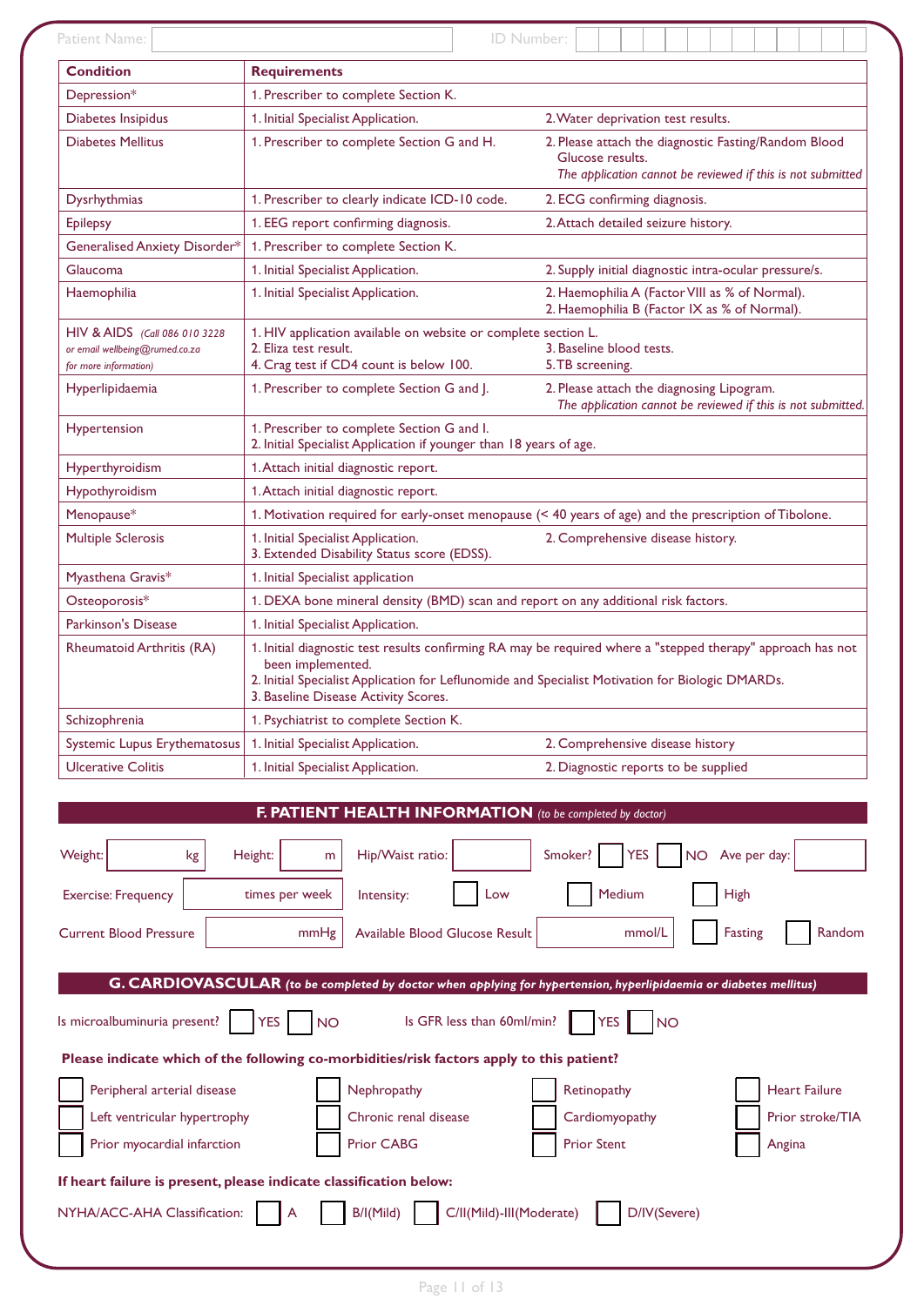Patient Name: ______ ID Number: ______

| Condition | Requirements | |
|---|---|---|
| Depression* | 1. Prescriber to complete Section K. | |
| Diabetes Insipidus | 1. Initial Specialist Application. | 2. Water deprivation test results. |
| Diabetes Mellitus | 1. Prescriber to complete Section G and H. | 2. Please attach the diagnostic Fasting/Random Blood Glucose results. *The application cannot be reviewed if this is not submitted* |
| Dysrhythmias | 1. Prescriber to clearly indicate ICD-10 code. | 2. ECG confirming diagnosis. |
| Epilepsy | 1. EEG report confirming diagnosis. | 2. Attach detailed seizure history. |
| Generalised Anxiety Disorder* | 1. Prescriber to complete Section K. | |
| Glaucoma | 1. Initial Specialist Application. | 2. Supply initial diagnostic intra-ocular pressure/s. |
| Haemophilia | 1. Initial Specialist Application. | 2. Haemophilia A (Factor VIII as % of Normal). 2. Haemophilia B (Factor IX as % of Normal). |
| HIV & AIDS *(Call 086 010 3228 or email wellbeing@rumed.co.za for more information)* | 1. HIV application available on website or complete section L. 2. Eliza test result. 4. Crag test if CD4 count is below 100. | 3. Baseline blood tests. 5. TB screening. |
| Hyperlipidaemia | 1. Prescriber to complete Section G and J. | 2. Please attach the diagnosing Lipogram. *The application cannot be reviewed if this is not submitted.* |
| Hypertension | 1. Prescriber to complete Section G and I. 2. Initial Specialist Application if younger than 18 years of age. | |
| Hyperthyroidism | 1. Attach initial diagnostic report. | |
| Hypothyroidism | 1. Attach initial diagnostic report. | |
| Menopause* | 1. Motivation required for early-onset menopause (< 40 years of age) and the prescription of Tibolone. | |
| Multiple Sclerosis | 1. Initial Specialist Application. 3. Extended Disability Status score (EDSS). | 2. Comprehensive disease history. |
| Myasthena Gravis* | 1. Initial Specialist application | |
| Osteoporosis* | 1. DEXA bone mineral density (BMD) scan and report on any additional risk factors. | |
| Parkinson's Disease | 1. Initial Specialist Application. | |
| Rheumatoid Arthritis (RA) | 1. Initial diagnostic test results confirming RA may be required where a "stepped therapy" approach has not been implemented. 2. Initial Specialist Application for Leflunomide and Specialist Motivation for Biologic DMARDs. 3. Baseline Disease Activity Scores. | |
| Schizophrenia | 1. Psychiatrist to complete Section K. | |
| Systemic Lupus Erythematosus | 1. Initial Specialist Application. | 2. Comprehensive disease history |
| Ulcerative Colitis | 1. Initial Specialist Application. | 2. Diagnostic reports to be supplied |

## F. PATIENT HEALTH INFORMATION *(to be completed by doctor)*

Weight: ______ kg Height: ______ m Hip/Waist ratio: ______ Smoker? ☐ YES ☐ NO Ave per day: ______

Exercise: Frequency ______ times per week Intensity: ☐ Low ☐ Medium ☐ High

Current Blood Pressure ______ mmHg Available Blood Glucose Result ______ mmol/L ☐ Fasting ☐ Random

## G. CARDIOVASCULAR *(to be completed by doctor when applying for hypertension, hyperlipidaemia or diabetes mellitus)*

Is microalbuminuria present? ☐ YES ☐ NO Is GFR less than 60ml/min? ☐ YES ☐ NO

**Please indicate which of the following co-morbidities/risk factors apply to this patient?**

☐ Peripheral arterial disease ☐ Nephropathy ☐ Retinopathy ☐ Heart Failure
☐ Left ventricular hypertrophy ☐ Chronic renal disease ☐ Cardiomyopathy ☐ Prior stroke/TIA
☐ Prior myocardial infarction ☐ Prior CABG ☐ Prior Stent ☐ Angina

**If heart failure is present, please indicate classification below:**

NYHA/ACC-AHA Classification: ☐ A ☐ B/I(Mild) ☐ C/II(Mild)-III(Moderate) ☐ D/IV(Severe)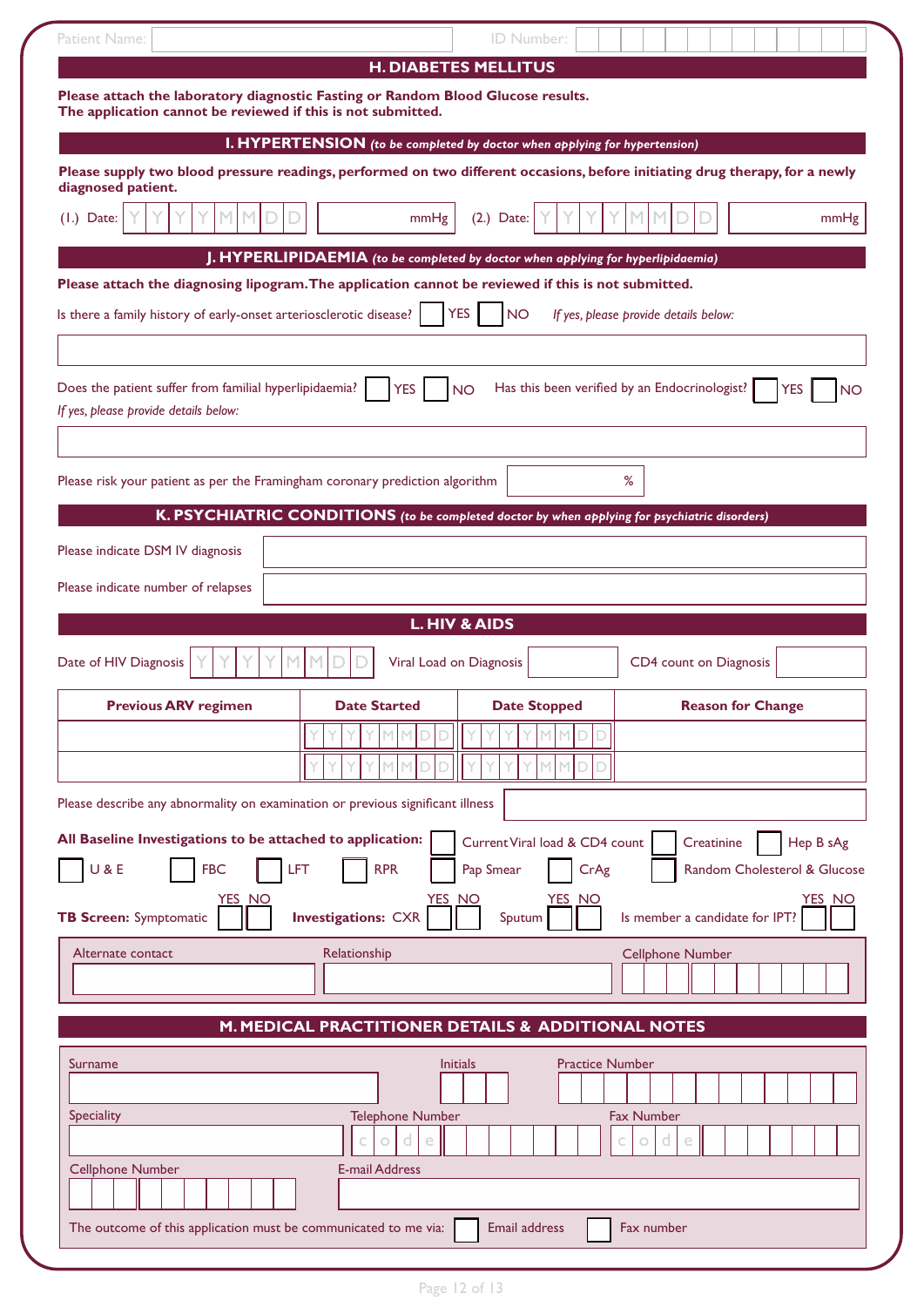Patient Name: ______ ID Number: ______

## H. DIABETES MELLITUS

**Please attach the laboratory diagnostic Fasting or Random Blood Glucose results. The application cannot be reviewed if this is not submitted.**

## I. HYPERTENSION *(to be completed by doctor when applying for hypertension)*

**Please supply two blood pressure readings, performed on two different occasions, before initiating drug therapy, for a newly diagnosed patient.**

(1.) Date: YYYYMMDD ______ mmHg (2.) Date: YYYYMMDD ______ mmHg

## J. HYPERLIPIDAEMIA *(to be completed by doctor when applying for hyperlipidaemia)*

**Please attach the diagnosing lipogram. The application cannot be reviewed if this is not submitted.**

Is there a family history of early-onset arteriosclerotic disease? ☐ YES ☐ NO *If yes, please provide details below:*

______

Does the patient suffer from familial hyperlipidaemia? ☐ YES ☐ NO Has this been verified by an Endocrinologist? ☐ YES ☐ NO

*If yes, please provide details below:*

______

Please risk your patient as per the Framingham coronary prediction algorithm ______ %

## K. PSYCHIATRIC CONDITIONS *(to be completed doctor by when applying for psychiatric disorders)*

Please indicate DSM IV diagnosis ______

Please indicate number of relapses ______

## L. HIV & AIDS

Date of HIV Diagnosis YYYYMMDD Viral Load on Diagnosis ______ CD4 count on Diagnosis ______

| Previous ARV regimen | Date Started | Date Stopped | Reason for Change |
|---|---|---|---|
| | YYYYMMDD | YYYYMMDD | |
| | YYYYMMDD | YYYYMMDD | |

Please describe any abnormality on examination or previous significant illness ______

**All Baseline Investigations to be attached to application:** ☐ Current Viral load & CD4 count ☐ Creatinine ☐ Hep B sAg ☐ U & E ☐ FBC ☐ LFT ☐ RPR ☐ Pap Smear ☐ CrAg ☐ Random Cholesterol & Glucose

**TB Screen:** Symptomatic YES ☐ NO ☐ **Investigations:** CXR YES ☐ NO ☐ Sputum YES ☐ NO ☐ Is member a candidate for IPT? YES ☐ NO ☐

| Alternate contact | Relationship | Cellphone Number |
|---|---|---|
| | | |

## M. MEDICAL PRACTITIONER DETAILS & ADDITIONAL NOTES

| Surname | Initials | Practice Number |
|---|---|---|
| | | |

| Speciality | Telephone Number | Fax Number |
|---|---|---|
| | code | code |

| Cellphone Number | E-mail Address |
|---|---|
| | |

The outcome of this application must be communicated to me via: ☐ Email address ☐ Fax number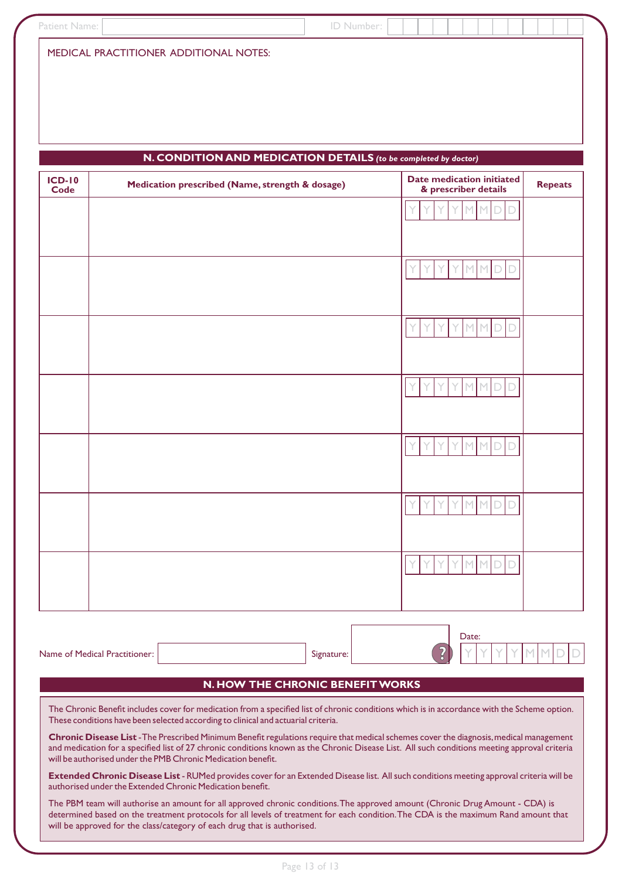Patient Name: | ID Number:

MEDICAL PRACTITIONER ADDITIONAL NOTES:

## N. CONDITION AND MEDICATION DETAILS *(to be completed by doctor)*

| ICD-10 Code | Medication prescribed (Name, strength & dosage) | Date medication initiated & prescriber details | Repeats |
|---|---|---|---|
| | | YYYYMMDD | |
| | | YYYYMMDD | |
| | | YYYYMMDD | |
| | | YYYYMMDD | |
| | | YYYYMMDD | |
| | | YYYYMMDD | |
| | | YYYYMMDD | |

Name of Medical Practitioner: | Signature: | Date: YYYYMMDD

## N. HOW THE CHRONIC BENEFIT WORKS

The Chronic Benefit includes cover for medication from a specified list of chronic conditions which is in accordance with the Scheme option. These conditions have been selected according to clinical and actuarial criteria.

**Chronic Disease List** - The Prescribed Minimum Benefit regulations require that medical schemes cover the diagnosis, medical management and medication for a specified list of 27 chronic conditions known as the Chronic Disease List. All such conditions meeting approval criteria will be authorised under the PMB Chronic Medication benefit.

**Extended Chronic Disease List** - RUMed provides cover for an Extended Disease list. All such conditions meeting approval criteria will be authorised under the Extended Chronic Medication benefit.

The PBM team will authorise an amount for all approved chronic conditions. The approved amount (Chronic Drug Amount - CDA) is determined based on the treatment protocols for all levels of treatment for each condition. The CDA is the maximum Rand amount that will be approved for the class/category of each drug that is authorised.